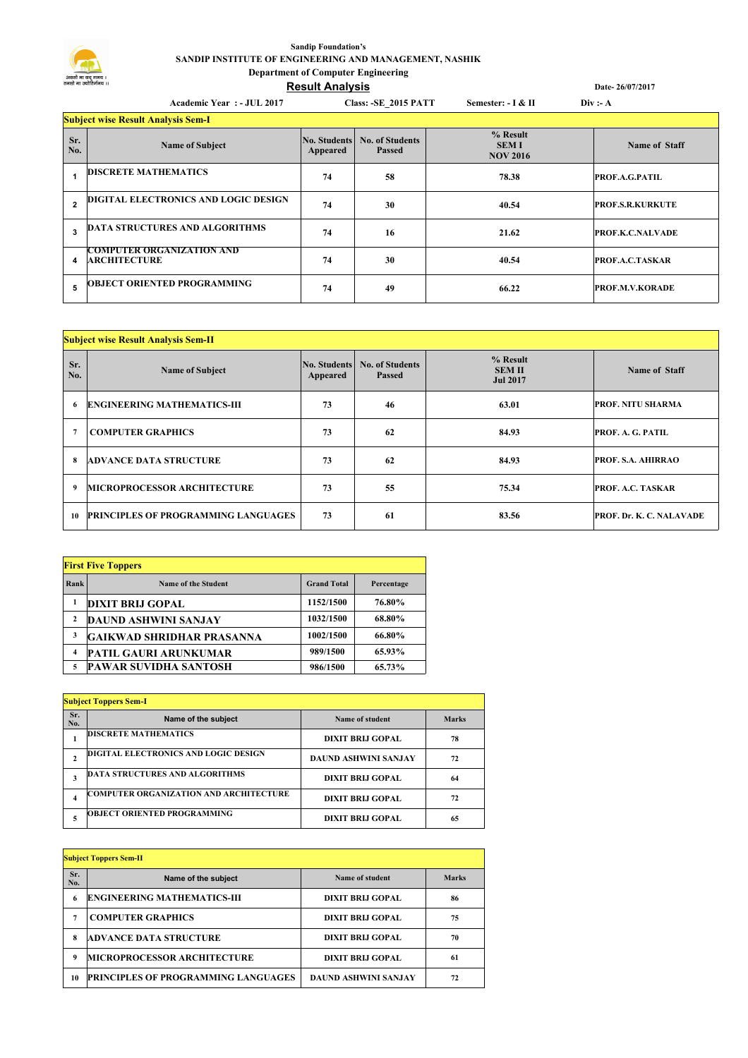Sandip Foundation's

**SANDIP INSTITUTE OF ENGINEERING AND MANAGEMENT, NASHIK**

**Department of Computer Engineering**

# Result Analysis

Date- 26/07/2017

Academic Year : - JUL 2017 | Class: -SE_2015 PATT | Semester: - I & II | Div :- A

**Subject wise Result Analysis Sem-I**

| Sr. No. | Name of Subject | No. Students Appeared | No. of Students Passed | % Result SEM I NOV 2016 | Name of Staff |
|---|---|---|---|---|---|
| 1 | DISCRETE MATHEMATICS | 74 | 58 | 78.38 | PROF.A.G.PATIL |
| 2 | DIGITAL ELECTRONICS AND LOGIC DESIGN | 74 | 30 | 40.54 | PROF.S.R.KURKUTE |
| 3 | DATA STRUCTURES AND ALGORITHMS | 74 | 16 | 21.62 | PROF.K.C.NALVADE |
| 4 | COMPUTER ORGANIZATION AND ARCHITECTURE | 74 | 30 | 40.54 | PROF.A.C.TASKAR |
| 5 | OBJECT ORIENTED PROGRAMMING | 74 | 49 | 66.22 | PROF.M.V.KORADE |

**Subject wise Result Analysis Sem-II**

| Sr. No. | Name of Subject | No. Students Appeared | No. of Students Passed | % Result SEM II Jul 2017 | Name of Staff |
|---|---|---|---|---|---|
| 6 | ENGINEERING MATHEMATICS-III | 73 | 46 | 63.01 | PROF. NITU SHARMA |
| 7 | COMPUTER GRAPHICS | 73 | 62 | 84.93 | PROF. A. G. PATIL |
| 8 | ADVANCE DATA STRUCTURE | 73 | 62 | 84.93 | PROF. S.A. AHIRRAO |
| 9 | MICROPROCESSOR ARCHITECTURE | 73 | 55 | 75.34 | PROF. A.C. TASKAR |
| 10 | PRINCIPLES OF PROGRAMMING LANGUAGES | 73 | 61 | 83.56 | PROF. Dr. K. C. NALAVADE |

**First Five Toppers**

| Rank | Name of the Student | Grand Total | Percentage |
|---|---|---|---|
| 1 | DIXIT BRIJ GOPAL | 1152/1500 | 76.80% |
| 2 | DAUND ASHWINI SANJAY | 1032/1500 | 68.80% |
| 3 | GAIKWAD SHRIDHAR PRASANNA | 1002/1500 | 66.80% |
| 4 | PATIL GAURI ARUNKUMAR | 989/1500 | 65.93% |
| 5 | PAWAR SUVIDHA SANTOSH | 986/1500 | 65.73% |

**Subject Toppers Sem-I**

| Sr. No. | Name of the subject | Name of student | Marks |
|---|---|---|---|
| 1 | DISCRETE MATHEMATICS | DIXIT BRIJ GOPAL | 78 |
| 2 | DIGITAL ELECTRONICS AND LOGIC DESIGN | DAUND ASHWINI SANJAY | 72 |
| 3 | DATA STRUCTURES AND ALGORITHMS | DIXIT BRIJ GOPAL | 64 |
| 4 | COMPUTER ORGANIZATION AND ARCHITECTURE | DIXIT BRIJ GOPAL | 72 |
| 5 | OBJECT ORIENTED PROGRAMMING | DIXIT BRIJ GOPAL | 65 |

**Subject Toppers Sem-II**

| Sr. No. | Name of the subject | Name of student | Marks |
|---|---|---|---|
| 6 | ENGINEERING MATHEMATICS-III | DIXIT BRIJ GOPAL | 86 |
| 7 | COMPUTER GRAPHICS | DIXIT BRIJ GOPAL | 75 |
| 8 | ADVANCE DATA STRUCTURE | DIXIT BRIJ GOPAL | 70 |
| 9 | MICROPROCESSOR ARCHITECTURE | DIXIT BRIJ GOPAL | 61 |
| 10 | PRINCIPLES OF PROGRAMMING LANGUAGES | DAUND ASHWINI SANJAY | 72 |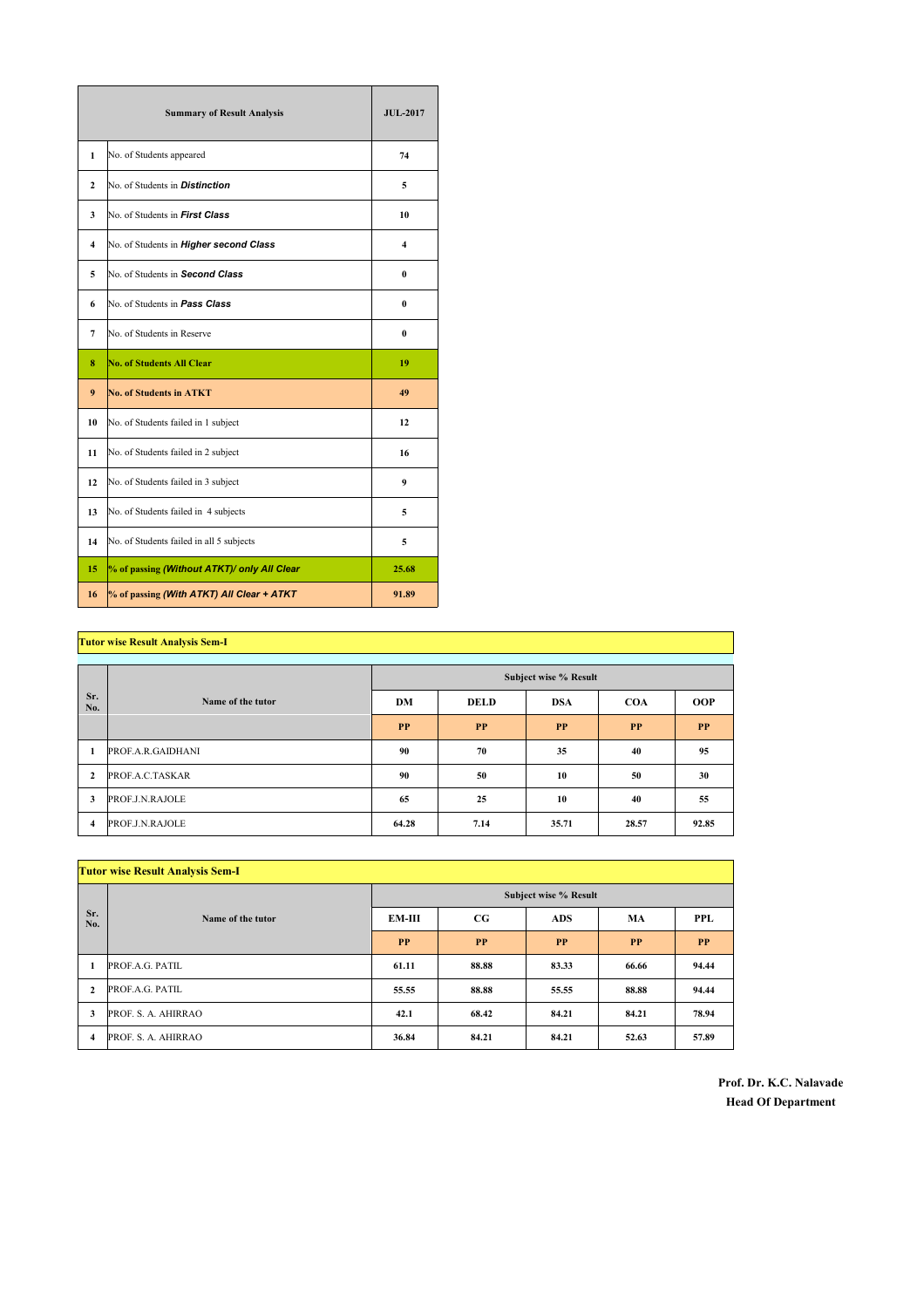| | Summary of Result Analysis | JUL-2017 |
|---|---|---|
| 1 | No. of Students appeared | 74 |
| 2 | No. of Students in ***Distinction*** | 5 |
| 3 | No. of Students in ***First Class*** | 10 |
| 4 | No. of Students in ***Higher second Class*** | 4 |
| 5 | No. of Students in ***Second Class*** | 0 |
| 6 | No. of Students in ***Pass Class*** | 0 |
| 7 | No. of Students in Reserve | 0 |
| 8 | **No. of Students All Clear** | 19 |
| 9 | **No. of Students in ATKT** | 49 |
| 10 | No. of Students failed in 1 subject | 12 |
| 11 | No. of Students failed in 2 subject | 16 |
| 12 | No. of Students failed in 3 subject | 9 |
| 13 | No. of Students failed in 4 subjects | 5 |
| 14 | No. of Students failed in all 5 subjects | 5 |
| 15 | **% of passing *(Without ATKT)/ only All Clear*** | 25.68 |
| 16 | **% of passing *(With ATKT) All Clear + ATKT*** | 91.89 |

**Tutor wise Result Analysis Sem-I**

| Sr. No. | Name of the tutor | Subject wise % Result | | | | |
|---|---|---|---|---|---|---|
| | | DM | DELD | DSA | COA | OOP |
| | | PP | PP | PP | PP | PP |
| 1 | PROF.A.R.GAIDHANI | 90 | 70 | 35 | 40 | 95 |
| 2 | PROF.A.C.TASKAR | 90 | 50 | 10 | 50 | 30 |
| 3 | PROF.J.N.RAJOLE | 65 | 25 | 10 | 40 | 55 |
| 4 | PROF.J.N.RAJOLE | 64.28 | 7.14 | 35.71 | 28.57 | 92.85 |

**Tutor wise Result Analysis Sem-I**

| Sr. No. | Name of the tutor | Subject wise % Result | | | | |
|---|---|---|---|---|---|---|
| | | EM-III | CG | ADS | MA | PPL |
| | | PP | PP | PP | PP | PP |
| 1 | PROF.A.G. PATIL | 61.11 | 88.88 | 83.33 | 66.66 | 94.44 |
| 2 | PROF.A.G. PATIL | 55.55 | 88.88 | 55.55 | 88.88 | 94.44 |
| 3 | PROF. S. A. AHIRRAO | 42.1 | 68.42 | 84.21 | 84.21 | 78.94 |
| 4 | PROF. S. A. AHIRRAO | 36.84 | 84.21 | 84.21 | 52.63 | 57.89 |

**Prof. Dr. K.C. Nalavade**
**Head Of Department**